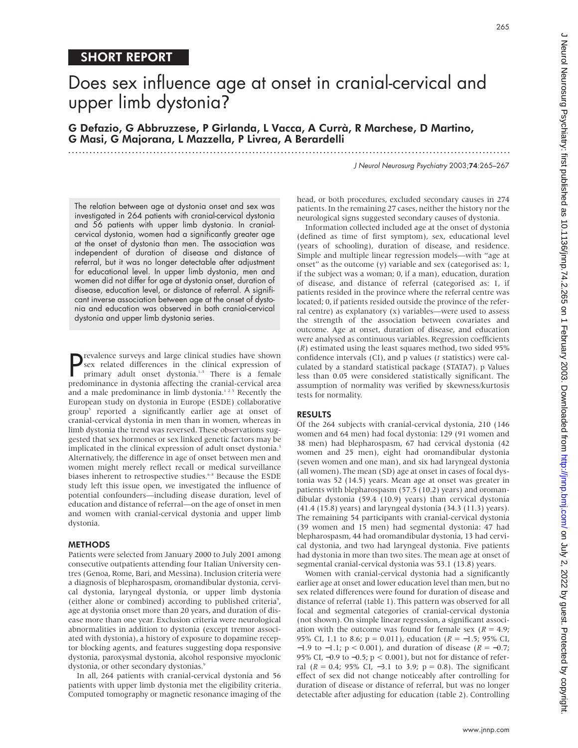SHORT REPORT

# Does sex influence age at onset in cranial-cervical and upper limb dystonia?

**G Defazio, G Abbruzzese, P Girlanda, L Vacca, A Currà, R Marchese, D Martino, G Masi, G Majorana, L Mazzella, P Livrea, A Berardelli**

The relation between age at dystonia onset and sex was investigated in 264 patients with cranial-cervical dystonia and 56 patients with upper limb dystonia. In cranial-cervical dystonia, women had a significantly greater age at the onset of dystonia than men. The association was independent of duration of disease and distance of referral, but it was no longer detectable after adjustment for educational level. In upper limb dystonia, men and women did not differ for age at dystonia onset, duration of disease, education level, or distance of referral. A significant inverse association between age at the onset of dystonia and education was observed in both cranial-cervical dystonia and upper limb dystonia series.

Prevalence surveys and large clinical studies have shown sex related differences in the clinical expression of primary adult onset dystonia.[1–5] There is a female predominance in dystonia affecting the cranial-cervical area and a male predominance in limb dystonia.[1 2 5] Recently the European study on dystonia in Europe (ESDE) collaborative group[5] reported a significantly earlier age at onset of cranial-cervical dystonia in men than in women, whereas in limb dystonia the trend was reversed. These observations suggested that sex hormones or sex linked genetic factors may be implicated in the clinical expression of adult onset dystonia.[5] Alternatively, the difference in age of onset between men and women might merely reflect recall or medical surveillance biases inherent to retrospective studies.[6–8] Because the ESDE study left this issue open, we investigated the influence of potential confounders—including disease duration, level of education and distance of referral—on the age of onset in men and women with cranial-cervical dystonia and upper limb dystonia.

## METHODS

Patients were selected from January 2000 to July 2001 among consecutive outpatients attending four Italian University centres (Genoa, Rome, Bari, and Messina). Inclusion criteria were a diagnosis of blepharospasm, oromandibular dystonia, cervical dystonia, laryngeal dystonia, or upper limb dystonia (either alone or combined) according to published criteria[9], age at dystonia onset more than 20 years, and duration of disease more than one year. Exclusion criteria were neurological abnormalities in addition to dystonia (except tremor associated with dystonia), a history of exposure to dopamine receptor blocking agents, and features suggesting dopa responsive dystonia, paroxysmal dystonia, alcohol responsive myoclonic dystonia, or other secondary dystonias.[9]

In all, 264 patients with cranial-cervical dystonia and 56 patients with upper limb dystonia met the eligibility criteria. Computed tomography or magnetic resonance imaging of the head, or both procedures, excluded secondary causes in 274 patients. In the remaining 27 cases, neither the history nor the neurological signs suggested secondary causes of dystonia.

Information collected included age at the onset of dystonia (defined as time of first symptom), sex, educational level (years of schooling), duration of disease, and residence. Simple and multiple linear regression models—with "age at onset" as the outcome (y) variable and sex (categorised as: 1, if the subject was a woman; 0, if a man), education, duration of disease, and distance of referral (categorised as: 1, if patients resided in the province where the referral centre was located; 0, if patients resided outside the province of the referral centre) as explanatory (x) variables—were used to assess the strength of the association between covariates and outcome. Age at onset, duration of disease, and education were analysed as continuous variables. Regression coefficients ($R$) estimated using the least squares method, two sided 95% confidence intervals (CI), and p values ($t$ statistics) were calculated by a standard statistical package (STATA7). p Values less than 0.05 were considered statistically significant. The assumption of normality was verified by skewness/kurtosis tests for normality.

## RESULTS

Of the 264 subjects with cranial-cervical dystonia, 210 (146 women and 64 men) had focal dystonia: 129 (91 women and 38 men) had blepharospasm, 67 had cervical dystonia (42 women and 25 men), eight had oromandibular dystonia (seven women and one man), and six had laryngeal dystonia (all women). The mean (SD) age at onset in cases of focal dystonia was 52 (14.5) years. Mean age at onset was greater in patients with blepharospasm (57.5 (10.2) years) and oromandibular dystonia (59.4 (10.9) years) than cervical dystonia (41.4 (15.8) years) and laryngeal dystonia (34.3 (11.3) years). The remaining 54 participants with cranial-cervical dystonia (39 women and 15 men) had segmental dystonia: 47 had blepharospasm, 44 had oromandibular dystonia, 13 had cervical dystonia, and two had laryngeal dystonia. Five patients had dystonia in more than two sites. The mean age at onset of segmental cranial-cervical dystonia was 53.1 (13.8) years.

Women with cranial-cervical dystonia had a significantly earlier age at onset and lower education level than men, but no sex related differences were found for duration of disease and distance of referral (table 1). This pattern was observed for all focal and segmental categories of cranial-cervical dystonia (not shown). On simple linear regression, a significant association with the outcome was found for female sex ($R = 4.9$; 95% CI, 1.1 to 8.6; $p = 0.011$), education ($R = -1.5$; 95% CI, −1.9 to −1.1; $p < 0.001$), and duration of disease ($R = -0.7$; 95% CI, −0.9 to −0.5; $p < 0.001$), but not for distance of referral ($R = 0.4$; 95% CI, −3.1 to 3.9; $p = 0.8$). The significant effect of sex did not change noticeably after controlling for duration of disease or distance of referral, but was no longer detectable after adjusting for education (table 2). Controlling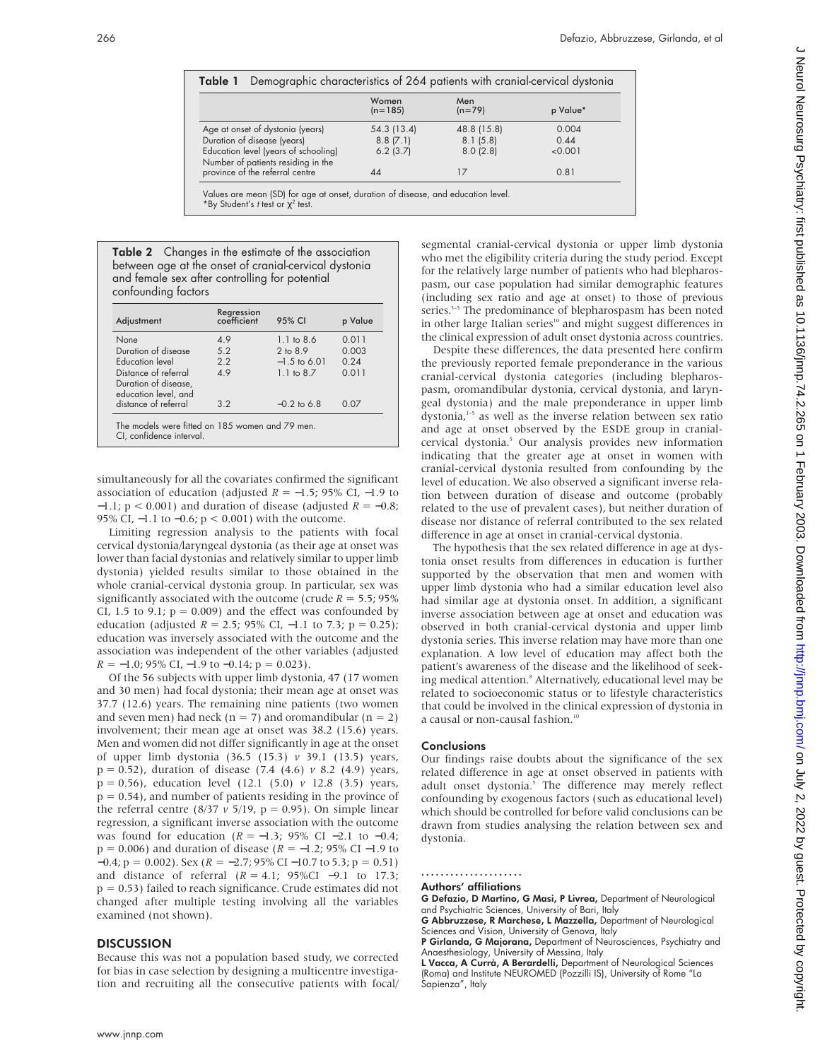**Table 1** Demographic characteristics of 264 patients with cranial-cervical dystonia

| | Women (n=185) | Men (n=79) | p Value* |
|---|---|---|---|
| Age at onset of dystonia (years) | 54.3 (13.4) | 48.8 (15.8) | 0.004 |
| Duration of disease (years) | 8.8 (7.1) | 8.1 (5.8) | 0.44 |
| Education level (years of schooling) | 6.2 (3.7) | 8.0 (2.8) | <0.001 |
| Number of patients residing in the province of the referral centre | 44 | 17 | 0.81 |

Values are mean (SD) for age at onset, duration of disease, and education level.
*By Student's *t* test or $\chi^2$ test.

**Table 2** Changes in the estimate of the association between age at the onset of cranial-cervical dystonia and female sex after controlling for potential confounding factors

| Adjustment | Regression coefficient | 95% CI | p Value |
|---|---|---|---|
| None | 4.9 | 1.1 to 8.6 | 0.011 |
| Duration of disease | 5.2 | 2 to 8.9 | 0.003 |
| Education level | 2.2 | −1.5 to 6.01 | 0.24 |
| Distance of referral | 4.9 | 1.1 to 8.7 | 0.011 |
| Duration of disease, education level, and distance of referral | 3.2 | −0.2 to 6.8 | 0.07 |

The models were fitted on 185 women and 79 men.
CI, confidence interval.

simultaneously for all the covariates confirmed the significant association of education (adjusted $R = -1.5$; 95% CI, −1.9 to −1.1; $p < 0.001$) and duration of disease (adjusted $R = -0.8$; 95% CI, −1.1 to −0.6; $p < 0.001$) with the outcome.

Limiting regression analysis to the patients with focal cervical dystonia/laryngeal dystonia (as their age at onset was lower than facial dystonias and relatively similar to upper limb dystonia) yielded results similar to those obtained in the whole cranial-cervical dystonia group. In particular, sex was significantly associated with the outcome (crude $R = 5.5$; 95% CI, 1.5 to 9.1; $p = 0.009$) and the effect was confounded by education (adjusted $R = 2.5$; 95% CI, −1.1 to 7.3; $p = 0.25$); education was inversely associated with the outcome and the association was independent of the other variables (adjusted $R = -1.0$; 95% CI, −1.9 to −0.14; $p = 0.023$).

Of the 56 subjects with upper limb dystonia, 47 (17 women and 30 men) had focal dystonia; their mean age at onset was 37.7 (12.6) years. The remaining nine patients (two women and seven men) had neck (n = 7) and oromandibular (n = 2) involvement; their mean age at onset was 38.2 (15.6) years. Men and women did not differ significantly in age at the onset of upper limb dystonia (36.5 (15.3) *v* 39.1 (13.5) years, $p = 0.52$), duration of disease (7.4 (4.6) *v* 8.2 (4.9) years, $p = 0.56$), education level (12.1 (5.0) *v* 12.8 (3.5) years, $p = 0.54$), and number of patients residing in the province of the referral centre (8/37 *v* 5/19, $p = 0.95$). On simple linear regression, a significant inverse association with the outcome was found for education ($R = -1.3$; 95% CI −2.1 to −0.4; $p = 0.006$) and duration of disease ($R = -1.2$; 95% CI −1.9 to −0.4; $p = 0.002$). Sex ($R = -2.7$; 95% CI −10.7 to 5.3; $p = 0.51$) and distance of referral ($R = 4.1$; 95%CI −9.1 to 17.3; $p = 0.53$) failed to reach significance. Crude estimates did not change after multiple testing involving all the variables examined (not shown).

## DISCUSSION

Because this was not a population based study, we corrected for bias in case selection by designing a multicentre investigation and recruiting all the consecutive patients with focal/segmental cranial-cervical dystonia or upper limb dystonia who met the eligibility criteria during the study period. Except for the relatively large number of patients who had blepharospasm, our case population had similar demographic features (including sex ratio and age at onset) to those of previous series.[1–5] The predominance of blepharospasm has been noted in other large Italian series[10] and might suggest differences in the clinical expression of adult onset dystonia across countries.

Despite these differences, the data presented here confirm the previously reported female preponderance in the various cranial-cervical dystonia categories (including blepharospasm, oromandibular dystonia, cervical dystonia, and laryngeal dystonia) and the male preponderance in upper limb dystonia,[1–5] as well as the inverse relation between sex ratio and age at onset observed by the ESDE group in cranial-cervical dystonia.[5] Our analysis provides new information indicating that the greater age at onset in women with cranial-cervical dystonia resulted from confounding by the level of education. We also observed a significant inverse relation between duration of disease and outcome (probably related to the use of prevalent cases), but neither duration of disease nor distance of referral contributed to the sex related difference in age at onset in cranial-cervical dystonia.

The hypothesis that the sex related difference in age at dystonia onset results from differences in education is further supported by the observation that men and women with upper limb dystonia who had a similar education level also had similar age at dystonia onset. In addition, a significant inverse association between age at onset and education was observed in both cranial-cervical dystonia and upper limb dystonia series. This inverse relation may have more than one explanation. A low level of education may affect both the patient's awareness of the disease and the likelihood of seeking medical attention.[8] Alternatively, educational level may be related to socioeconomic status or to lifestyle characteristics that could be involved in the clinical expression of dystonia in a causal or non-causal fashion.[10]

### Conclusions

Our findings raise doubts about the significance of the sex related difference in age at onset observed in patients with adult onset dystonia.[5] The difference may merely reflect confounding by exogenous factors (such as educational level) which should be controlled for before valid conclusions can be drawn from studies analysing the relation between sex and dystonia.

### Authors' affiliations

**G Defazio, D Martino, G Masi, P Livrea,** Department of Neurological and Psychiatric Sciences, University of Bari, Italy
**G Abbruzzese, R Marchese, L Mazzella,** Department of Neurological Sciences and Vision, University of Genova, Italy
**P Girlanda, G Majorana,** Department of Neurosciences, Psychiatry and Anaesthesiology, University of Messina, Italy
**L Vacca, A Currà, A Berardelli,** Department of Neurological Sciences (Roma) and Institute NEUROMED (Pozzilli IS), University of Rome "La Sapienza", Italy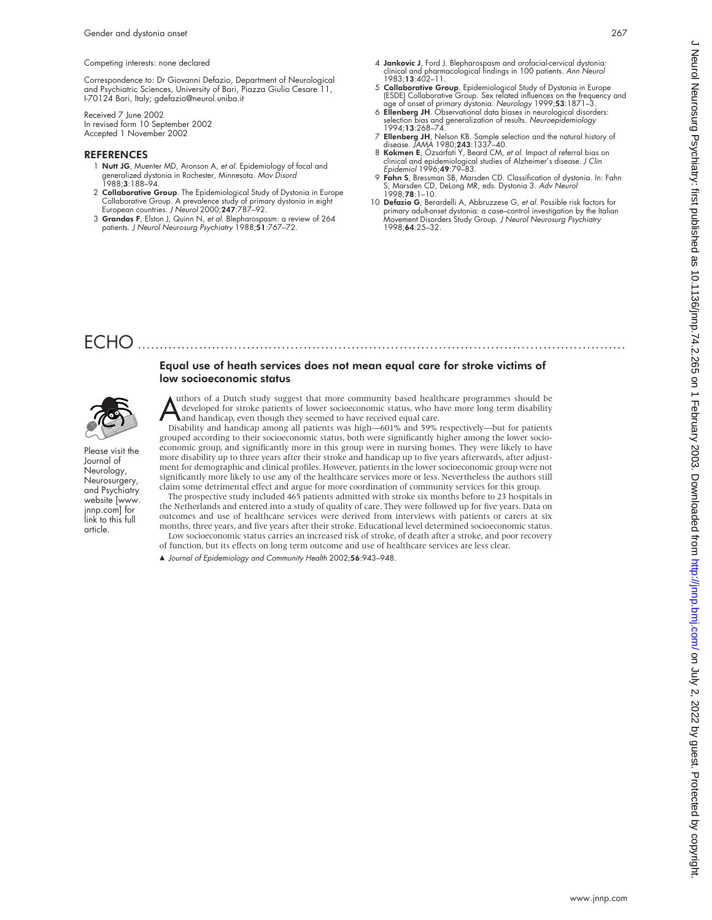Competing interests: none declared

Correspondence to: Dr Giovanni Defazio, Department of Neurological and Psychiatric Sciences, University of Bari, Piazza Giulio Cesare 11, I-70124 Bari, Italy; gdefazio@neurol.uniba.it

Received 7 June 2002
In revised form 10 September 2002
Accepted 1 November 2002

## REFERENCES

1. **Nutt JG**, Muenter MD, Aronson A, *et al*. Epidemiology of focal and generalized dystonia in Rochester, Minnesota. *Mov Disord* 1988;**3**:188–94.
2. **Collaborative Group**. The Epidemiological Study of Dystonia in Europe Collaborative Group. A prevalence study of primary dystonia in eight European countries. *J Neurol* 2000;**247**:787–92.
3. **Grandas F**, Elston J, Quinn N, *et al*. Blepharospasm: a review of 264 patients. *J Neurol Neurosurg Psychiatry* 1988;**51**:767–72.
4. **Jankovic J**, Ford J. Blepharospasm and orofacial-cervical dystonia: clinical and pharmacological findings in 100 patients. *Ann Neurol* 1983;**13**:402–11.
5. **Collaborative Group**. Epidemiological Study of Dystonia in Europe (ESDE) Collaborative Group. Sex related influences on the frequency and age of onset of primary dystonia. *Neurology* 1999;**53**:1871–3.
6. **Ellenberg JH**. Observational data biases in neurological disorders: selection bias and generalization of results. *Neuroepidemiology* 1994;**13**:268–74.
7. **Ellenberg JH**, Nelson KB. Sample selection and the natural history of disease. *JAMA* 1980;**243**:1337–40.
8. **Kokmen E**, Özsarfati Y, Beard CM, *et al*. Impact of referral bias on clinical and epidemiological studies of Alzheimer's disease. *J Clin Epidemiol* 1996;**49**:79–83.
9. **Fahn S**, Bressman SB, Marsden CD. Classification of dystonia. In: Fahn S, Marsden CD, DeLong MR, eds. Dystonia 3. *Adv Neurol* 1998;**78**:1–10.
10. **Defazio G**, Berardelli A, Abbruzzese G, *et al*. Possible risk factors for primary adult-onset dystonia: a case–control investigation by the Italian Movement Disorders Study Group. *J Neurol Neurosurg Psychiatry* 1998;**64**:25–32.

# ECHO

Please visit the Journal of Neurology, Neurosurgery, and Psychiatry website [www.jnnp.com] for link to this full article.

### Equal use of heath services does not mean equal care for stroke victims of low socioeconomic status

Authors of a Dutch study suggest that more community based healthcare programmes should be developed for stroke patients of lower socioeconomic status, who have more long term disability and handicap, even though they seemed to have received equal care.

Disability and handicap among all patients was high—601% and 59% respectively—but for patients grouped according to their socioeconomic status, both were significantly higher among the lower socioeconomic group, and significantly more in this group were in nursing homes. They were likely to have more disability up to three years after their stroke and handicap up to five years afterwards, after adjustment for demographic and clinical profiles. However, patients in the lower socioeconomic group were not significantly more likely to use any of the healthcare services more or less. Nevertheless the authors still claim some detrimental effect and argue for more coordination of community services for this group.

The prospective study included 465 patients admitted with stroke six months before to 23 hospitals in the Netherlands and entered into a study of quality of care. They were followed up for five years. Data on outcomes and use of healthcare services were derived from interviews with patients or carers at six months, three years, and five years after their stroke. Educational level determined socioeconomic status.

Low socioeconomic status carries an increased risk of stroke, of death after a stroke, and poor recovery of function, but its effects on long term outcome and use of healthcare services are less clear.

▲ *Journal of Epidemiology and Community Health* 2002;**56**:943–948.